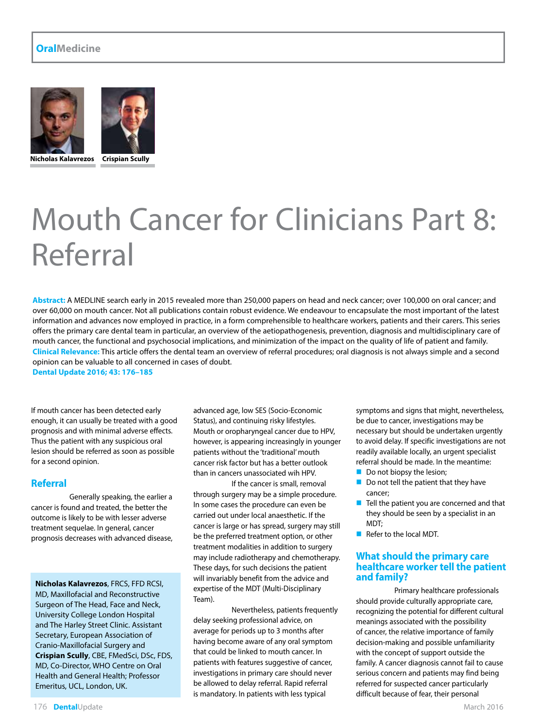Nicholas Kalavrezos Crispian Scully

# Mouth Cancer for Clinicians Part 8: Referral

**Abstract:** A MEDLINE search early in 2015 revealed more than 250,000 papers on head and neck cancer; over 100,000 on oral cancer; and over 60,000 on mouth cancer. Not all publications contain robust evidence. We endeavour to encapsulate the most important of the latest information and advances now employed in practice, in a form comprehensible to healthcare workers, patients and their carers. This series offers the primary care dental team in particular, an overview of the aetiopathogenesis, prevention, diagnosis and multidisciplinary care of mouth cancer, the functional and psychosocial implications, and minimization of the impact on the quality of life of patient and family.

**Clinical Relevance:** This article offers the dental team an overview of referral procedures; oral diagnosis is not always simple and a second opinion can be valuable to all concerned in cases of doubt.

Dental Update 2016; 43: 176–185

If mouth cancer has been detected early enough, it can usually be treated with a good prognosis and with minimal adverse effects. Thus the patient with any suspicious oral lesion should be referred as soon as possible for a second opinion.

## Referral

Generally speaking, the earlier a cancer is found and treated, the better the outcome is likely to be with lesser adverse treatment sequelae. In general, cancer prognosis decreases with advanced disease, advanced age, low SES (Socio-Economic Status), and continuing risky lifestyles. Mouth or oropharyngeal cancer due to HPV, however, is appearing increasingly in younger patients without the 'traditional' mouth cancer risk factor but has a better outlook than in cancers unassociated wih HPV.

If the cancer is small, removal through surgery may be a simple procedure. In some cases the procedure can even be carried out under local anaesthetic. If the cancer is large or has spread, surgery may still be the preferred treatment option, or other treatment modalities in addition to surgery may include radiotherapy and chemotherapy. These days, for such decisions the patient will invariably benefit from the advice and expertise of the MDT (Multi-Disciplinary Team).

Nevertheless, patients frequently delay seeking professional advice, on average for periods up to 3 months after having become aware of any oral symptom that could be linked to mouth cancer. In patients with features suggestive of cancer, investigations in primary care should never be allowed to delay referral. Rapid referral is mandatory. In patients with less typical symptoms and signs that might, nevertheless, be due to cancer, investigations may be necessary but should be undertaken urgently to avoid delay. If specific investigations are not readily available locally, an urgent specialist referral should be made. In the meantime:

- Do not biopsy the lesion;
- Do not tell the patient that they have cancer;
- Tell the patient you are concerned and that they should be seen by a specialist in an MDT;
- Refer to the local MDT.

## What should the primary care healthcare worker tell the patient and family?

Primary healthcare professionals should provide culturally appropriate care, recognizing the potential for different cultural meanings associated with the possibility of cancer, the relative importance of family decision-making and possible unfamiliarity with the concept of support outside the family. A cancer diagnosis cannot fail to cause serious concern and patients may find being referred for suspected cancer particularly difficult because of fear, their personal

**Nicholas Kalavrezos**, FRCS, FFD RCSI, MD, Maxillofacial and Reconstructive Surgeon of The Head, Face and Neck, University College London Hospital and The Harley Street Clinic. Assistant Secretary, European Association of Cranio-Maxillofacial Surgery and **Crispian Scully**, CBE, FMedSci, DSc, FDS, MD, Co-Director, WHO Centre on Oral Health and General Health; Professor Emeritus, UCL, London, UK.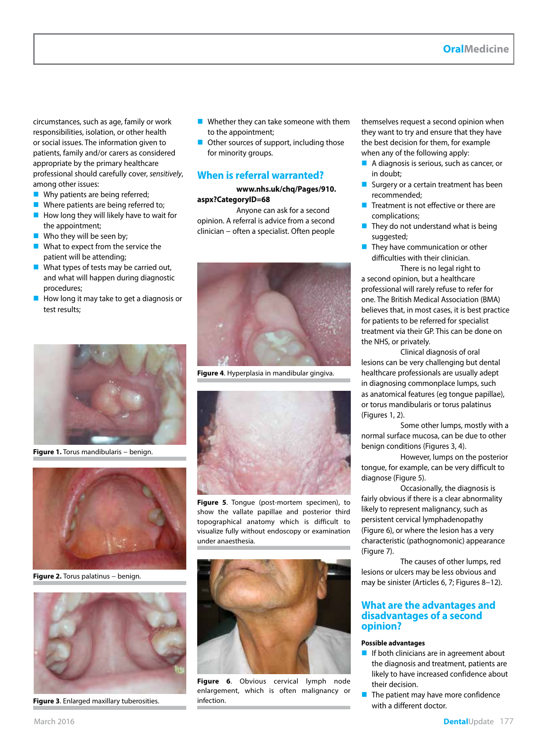circumstances, such as age, family or work responsibilities, isolation, or other health or social issues. The information given to patients, family and/or carers as considered appropriate by the primary healthcare professional should carefully cover, *sensitively*, among other issues:

- Why patients are being referred;
- Where patients are being referred to;
- How long they will likely have to wait for the appointment;
- Who they will be seen by;
- What to expect from the service the patient will be attending;
- What types of tests may be carried out, and what will happen during diagnostic procedures;
- How long it may take to get a diagnosis or test results;
- Whether they can take someone with them to the appointment;
- Other sources of support, including those for minority groups.

## When is referral warranted?

**www.nhs.uk/chq/Pages/910.aspx?CategoryID=68**

Anyone can ask for a second opinion. A referral is advice from a second clinician – often a specialist. Often people themselves request a second opinion when they want to try and ensure that they have the best decision for them, for example when any of the following apply:

- A diagnosis is serious, such as cancer, or in doubt;
- Surgery or a certain treatment has been recommended;
- Treatment is not effective or there are complications;
- They do not understand what is being suggested;
- They have communication or other difficulties with their clinician.

There is no legal right to a second opinion, but a healthcare professional will rarely refuse to refer for one. The British Medical Association (BMA) believes that, in most cases, it is best practice for patients to be referred for specialist treatment via their GP. This can be done on the NHS, or privately.

Clinical diagnosis of oral lesions can be very challenging but dental healthcare professionals are usually adept in diagnosing commonplace lumps, such as anatomical features (eg tongue papillae), or torus mandibularis or torus palatinus (Figures 1, 2).

Some other lumps, mostly with a normal surface mucosa, can be due to other benign conditions (Figures 3, 4).

However, lumps on the posterior tongue, for example, can be very difficult to diagnose (Figure 5).

Occasionally, the diagnosis is fairly obvious if there is a clear abnormality likely to represent malignancy, such as persistent cervical lymphadenopathy (Figure 6), or where the lesion has a very characteristic (pathognomonic) appearance (Figure 7).

The causes of other lumps, red lesions or ulcers may be less obvious and may be sinister (Articles 6, 7; Figures 8–12).

**Figure 1.** Torus mandibularis – benign.

**Figure 2.** Torus palatinus – benign.

**Figure 3**. Enlarged maxillary tuberosities.

**Figure 4**. Hyperplasia in mandibular gingiva.

**Figure 5**. Tongue (post-mortem specimen), to show the vallate papillae and posterior third topographical anatomy which is difficult to visualize fully without endoscopy or examination under anaesthesia.

**Figure 6**. Obvious cervical lymph node enlargement, which is often malignancy or infection.

## What are the advantages and disadvantages of a second opinion?

**Possible advantages**

- If both clinicians are in agreement about the diagnosis and treatment, patients are likely to have increased confidence about their decision.
- The patient may have more confidence with a different doctor.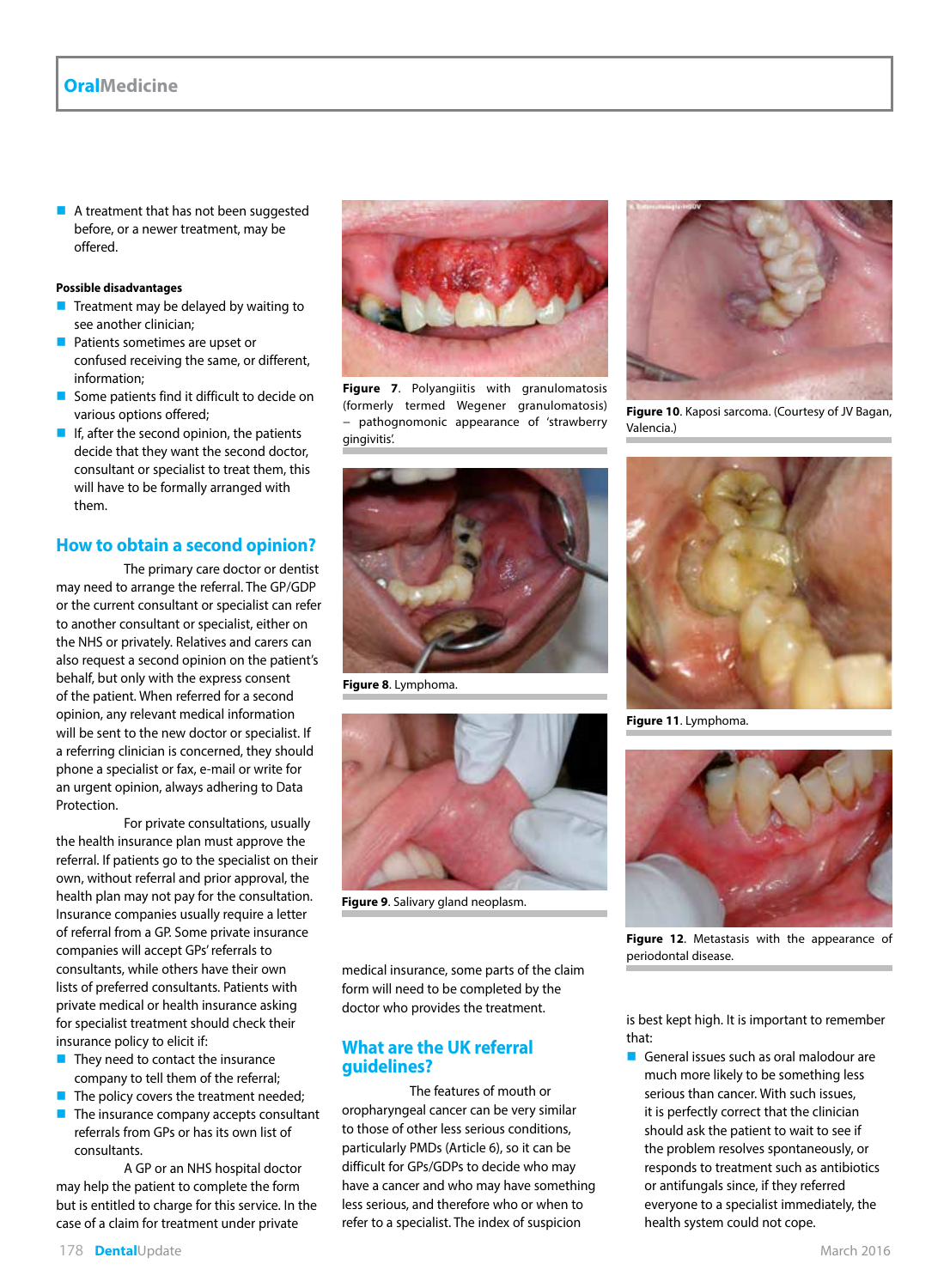- A treatment that has not been suggested before, or a newer treatment, may be offered.

**Possible disadvantages**

- Treatment may be delayed by waiting to see another clinician;
- Patients sometimes are upset or confused receiving the same, or different, information;
- Some patients find it difficult to decide on various options offered;
- If, after the second opinion, the patients decide that they want the second doctor, consultant or specialist to treat them, this will have to be formally arranged with them.

## How to obtain a second opinion?

The primary care doctor or dentist may need to arrange the referral. The GP/GDP or the current consultant or specialist can refer to another consultant or specialist, either on the NHS or privately. Relatives and carers can also request a second opinion on the patient's behalf, but only with the express consent of the patient. When referred for a second opinion, any relevant medical information will be sent to the new doctor or specialist. If a referring clinician is concerned, they should phone a specialist or fax, e-mail or write for an urgent opinion, always adhering to Data Protection.

For private consultations, usually the health insurance plan must approve the referral. If patients go to the specialist on their own, without referral and prior approval, the health plan may not pay for the consultation. Insurance companies usually require a letter of referral from a GP. Some private insurance companies will accept GPs' referrals to consultants, while others have their own lists of preferred consultants. Patients with private medical or health insurance asking for specialist treatment should check their insurance policy to elicit if:

- They need to contact the insurance company to tell them of the referral;
- The policy covers the treatment needed;
- The insurance company accepts consultant referrals from GPs or has its own list of consultants.

A GP or an NHS hospital doctor may help the patient to complete the form but is entitled to charge for this service. In the case of a claim for treatment under private medical insurance, some parts of the claim form will need to be completed by the doctor who provides the treatment.

Figure 7. Polyangiitis with granulomatosis (formerly termed Wegener granulomatosis) – pathognomonic appearance of 'strawberry gingivitis'.

Figure 8. Lymphoma.

Figure 9. Salivary gland neoplasm.

Figure 10. Kaposi sarcoma. (Courtesy of JV Bagan, Valencia.)

Figure 11. Lymphoma.

Figure 12. Metastasis with the appearance of periodontal disease.

## What are the UK referral guidelines?

The features of mouth or oropharyngeal cancer can be very similar to those of other less serious conditions, particularly PMDs (Article 6), so it can be difficult for GPs/GDPs to decide who may have a cancer and who may have something less serious, and therefore who or when to refer to a specialist. The index of suspicion is best kept high. It is important to remember that:

- General issues such as oral malodour are much more likely to be something less serious than cancer. With such issues, it is perfectly correct that the clinician should ask the patient to wait to see if the problem resolves spontaneously, or responds to treatment such as antibiotics or antifungals since, if they referred everyone to a specialist immediately, the health system could not cope.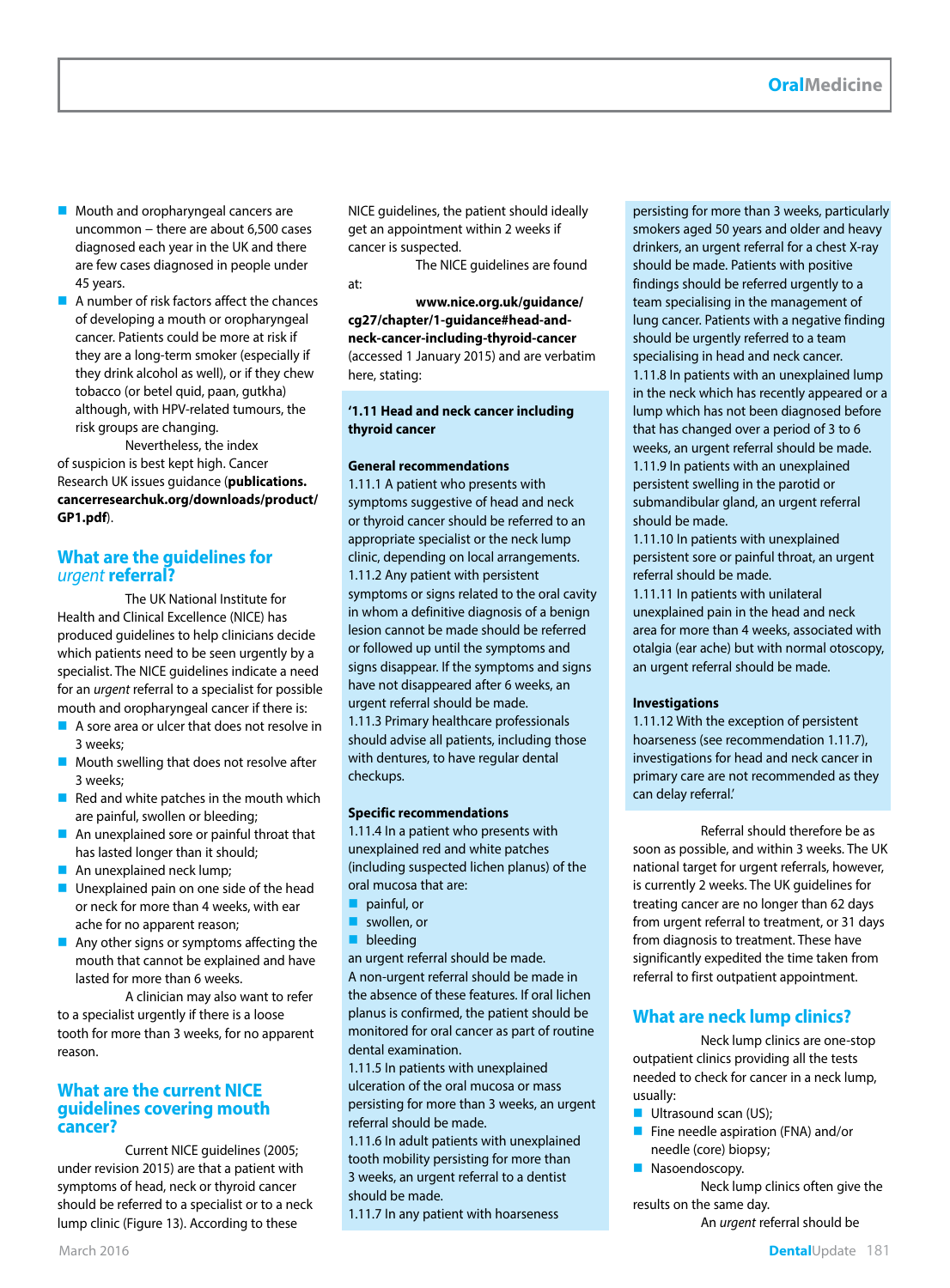- Mouth and oropharyngeal cancers are uncommon – there are about 6,500 cases diagnosed each year in the UK and there are few cases diagnosed in people under 45 years.
- A number of risk factors affect the chances of developing a mouth or oropharyngeal cancer. Patients could be more at risk if they are a long-term smoker (especially if they drink alcohol as well), or if they chew tobacco (or betel quid, paan, gutkha) although, with HPV-related tumours, the risk groups are changing.

Nevertheless, the index of suspicion is best kept high. Cancer Research UK issues guidance (**publications.cancerresearchuk.org/downloads/product/GP1.pdf**).

## What are the guidelines for *urgent* referral?

The UK National Institute for Health and Clinical Excellence (NICE) has produced guidelines to help clinicians decide which patients need to be seen urgently by a specialist. The NICE guidelines indicate a need for an *urgent* referral to a specialist for possible mouth and oropharyngeal cancer if there is:

- A sore area or ulcer that does not resolve in 3 weeks;
- Mouth swelling that does not resolve after 3 weeks;
- Red and white patches in the mouth which are painful, swollen or bleeding;
- An unexplained sore or painful throat that has lasted longer than it should;
- An unexplained neck lump;
- Unexplained pain on one side of the head or neck for more than 4 weeks, with ear ache for no apparent reason;
- Any other signs or symptoms affecting the mouth that cannot be explained and have lasted for more than 6 weeks.

A clinician may also want to refer to a specialist urgently if there is a loose tooth for more than 3 weeks, for no apparent reason.

## What are the current NICE guidelines covering mouth cancer?

Current NICE guidelines (2005; under revision 2015) are that a patient with symptoms of head, neck or thyroid cancer should be referred to a specialist or to a neck lump clinic (Figure 13). According to these NICE guidelines, the patient should ideally get an appointment within 2 weeks if cancer is suspected.

The NICE guidelines are found at:

**www.nice.org.uk/guidance/cg27/chapter/1-guidance#head-and-neck-cancer-including-thyroid-cancer** (accessed 1 January 2015) and are verbatim here, stating:

> **'1.11 Head and neck cancer including thyroid cancer**
>
> **General recommendations**
>
> 1.11.1 A patient who presents with symptoms suggestive of head and neck or thyroid cancer should be referred to an appropriate specialist or the neck lump clinic, depending on local arrangements.
>
> 1.11.2 Any patient with persistent symptoms or signs related to the oral cavity in whom a definitive diagnosis of a benign lesion cannot be made should be referred or followed up until the symptoms and signs disappear. If the symptoms and signs have not disappeared after 6 weeks, an urgent referral should be made.
>
> 1.11.3 Primary healthcare professionals should advise all patients, including those with dentures, to have regular dental checkups.
>
> **Specific recommendations**
>
> 1.11.4 In a patient who presents with unexplained red and white patches (including suspected lichen planus) of the oral mucosa that are:
>
> - painful, or
> - swollen, or
> - bleeding
>
> an urgent referral should be made.
>
> A non-urgent referral should be made in the absence of these features. If oral lichen planus is confirmed, the patient should be monitored for oral cancer as part of routine dental examination.
>
> 1.11.5 In patients with unexplained ulceration of the oral mucosa or mass persisting for more than 3 weeks, an urgent referral should be made.
>
> 1.11.6 In adult patients with unexplained tooth mobility persisting for more than 3 weeks, an urgent referral to a dentist should be made.
>
> 1.11.7 In any patient with hoarseness persisting for more than 3 weeks, particularly smokers aged 50 years and older and heavy drinkers, an urgent referral for a chest X-ray should be made. Patients with positive findings should be referred urgently to a team specialising in the management of lung cancer. Patients with a negative finding should be urgently referred to a team specialising in head and neck cancer.
>
> 1.11.8 In patients with an unexplained lump in the neck which has recently appeared or a lump which has not been diagnosed before that has changed over a period of 3 to 6 weeks, an urgent referral should be made.
>
> 1.11.9 In patients with an unexplained persistent swelling in the parotid or submandibular gland, an urgent referral should be made.
>
> 1.11.10 In patients with unexplained persistent sore or painful throat, an urgent referral should be made.
>
> 1.11.11 In patients with unilateral unexplained pain in the head and neck area for more than 4 weeks, associated with otalgia (ear ache) but with normal otoscopy, an urgent referral should be made.
>
> **Investigations**
>
> 1.11.12 With the exception of persistent hoarseness (see recommendation 1.11.7), investigations for head and neck cancer in primary care are not recommended as they can delay referral.'

Referral should therefore be as soon as possible, and within 3 weeks. The UK national target for urgent referrals, however, is currently 2 weeks. The UK guidelines for treating cancer are no longer than 62 days from urgent referral to treatment, or 31 days from diagnosis to treatment. These have significantly expedited the time taken from referral to first outpatient appointment.

## What are neck lump clinics?

Neck lump clinics are one-stop outpatient clinics providing all the tests needed to check for cancer in a neck lump, usually:

- Ultrasound scan (US);
- Fine needle aspiration (FNA) and/or needle (core) biopsy;
- Nasoendoscopy.

Neck lump clinics often give the results on the same day.

An *urgent* referral should be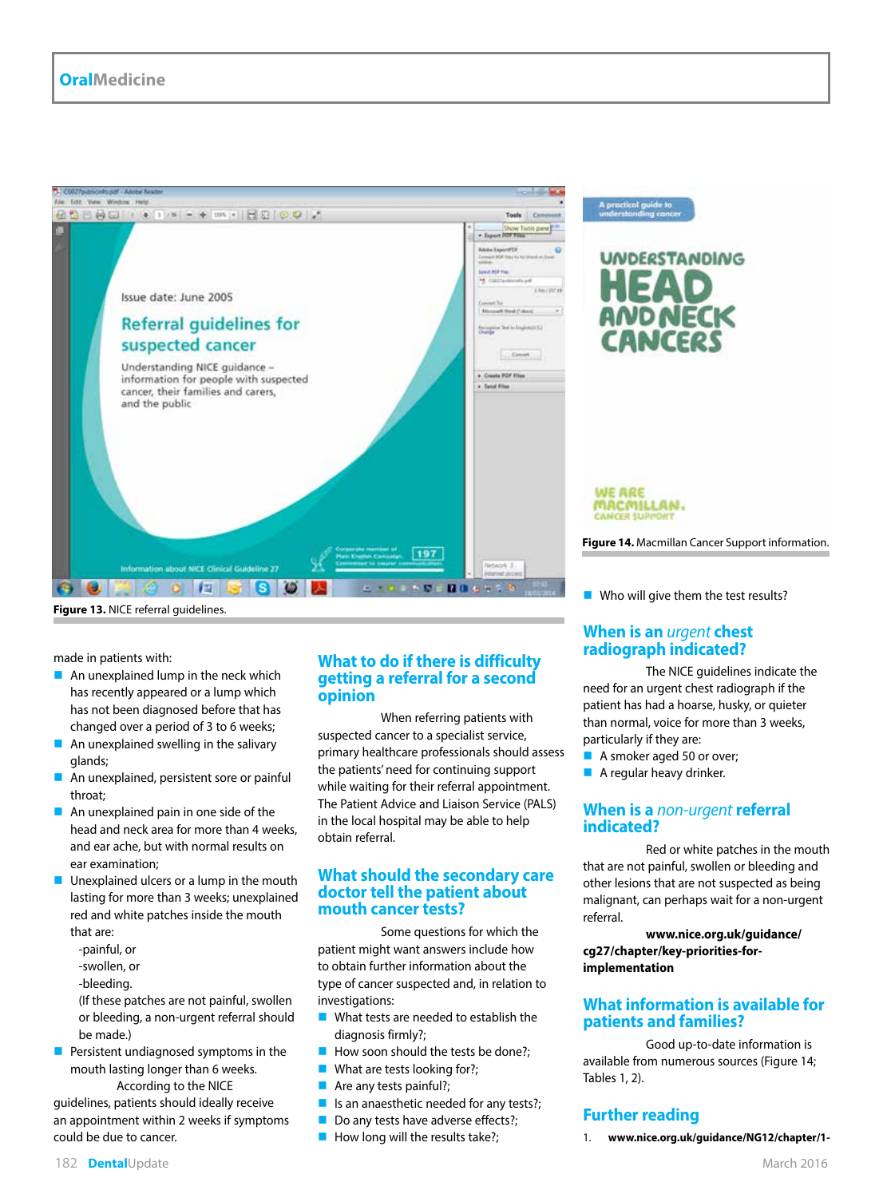Figure 13. NICE referral guidelines.

Figure 14. Macmillan Cancer Support information.

made in patients with:

- An unexplained lump in the neck which has recently appeared or a lump which has not been diagnosed before that has changed over a period of 3 to 6 weeks;
- An unexplained swelling in the salivary glands;
- An unexplained, persistent sore or painful throat;
- An unexplained pain in one side of the head and neck area for more than 4 weeks, and ear ache, but with normal results on ear examination;
- Unexplained ulcers or a lump in the mouth lasting for more than 3 weeks; unexplained red and white patches inside the mouth that are:
  - -painful, or
  - -swollen, or
  - -bleeding.

  (If these patches are not painful, swollen or bleeding, a non-urgent referral should be made.)
- Persistent undiagnosed symptoms in the mouth lasting longer than 6 weeks.

According to the NICE guidelines, patients should ideally receive an appointment within 2 weeks if symptoms could be due to cancer.

## What to do if there is difficulty getting a referral for a second opinion

When referring patients with suspected cancer to a specialist service, primary healthcare professionals should assess the patients' need for continuing support while waiting for their referral appointment. The Patient Advice and Liaison Service (PALS) in the local hospital may be able to help obtain referral.

## What should the secondary care doctor tell the patient about mouth cancer tests?

Some questions for which the patient might want answers include how to obtain further information about the type of cancer suspected and, in relation to investigations:

- What tests are needed to establish the diagnosis firmly?;
- How soon should the tests be done?;
- What are tests looking for?;
- Are any tests painful?;
- Is an anaesthetic needed for any tests?;
- Do any tests have adverse effects?;
- How long will the results take?;
- Who will give them the test results?

## When is an *urgent* chest radiograph indicated?

The NICE guidelines indicate the need for an urgent chest radiograph if the patient has had a hoarse, husky, or quieter than normal, voice for more than 3 weeks, particularly if they are:

- A smoker aged 50 or over;
- A regular heavy drinker.

## When is a *non-urgent* referral indicated?

Red or white patches in the mouth that are not painful, swollen or bleeding and other lesions that are not suspected as being malignant, can perhaps wait for a non-urgent referral.

**www.nice.org.uk/guidance/cg27/chapter/key-priorities-for-implementation**

## What information is available for patients and families?

Good up-to-date information is available from numerous sources (Figure 14; Tables 1, 2).

## Further reading

1. **www.nice.org.uk/guidance/NG12/chapter/1-**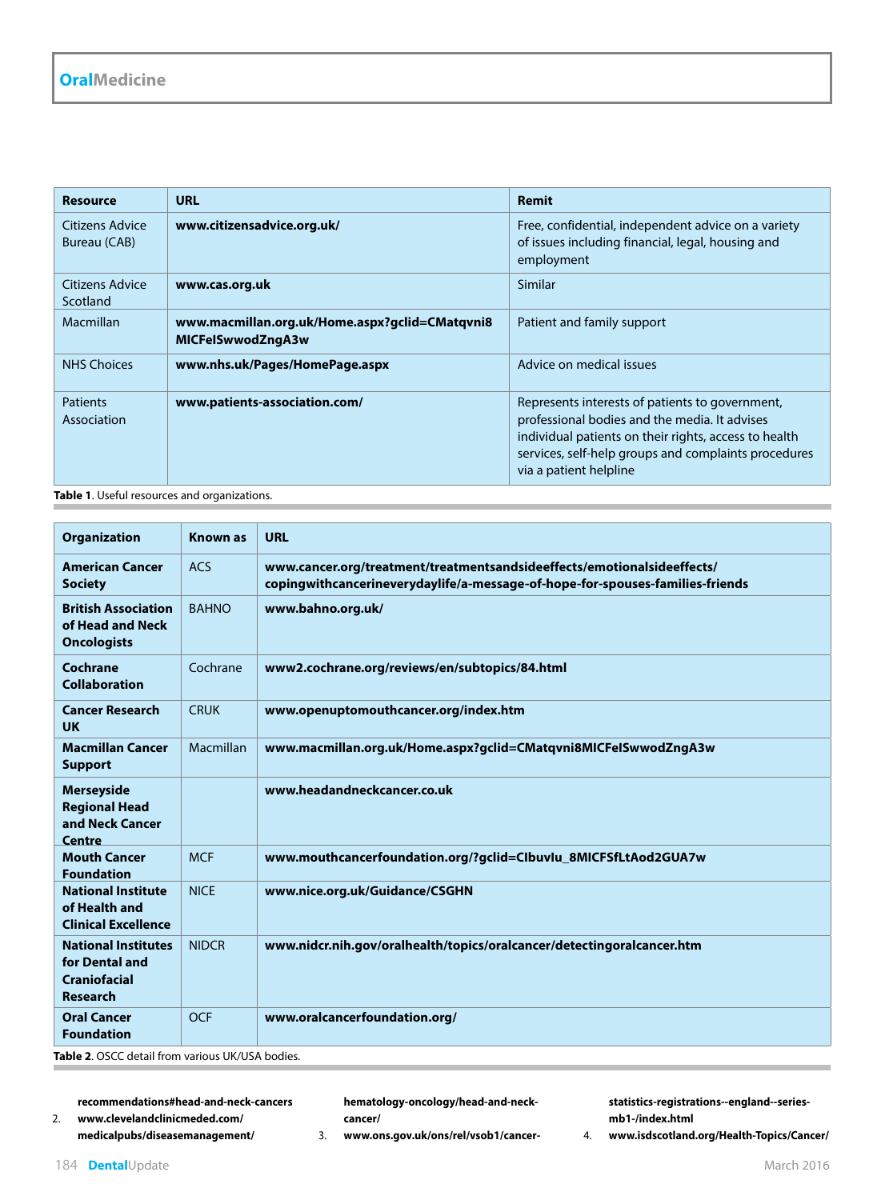| Resource | URL | Remit |
|---|---|---|
| Citizens Advice Bureau (CAB) | **www.citizensadvice.org.uk/** | Free, confidential, independent advice on a variety of issues including financial, legal, housing and employment |
| Citizens Advice Scotland | **www.cas.org.uk** | Similar |
| Macmillan | **www.macmillan.org.uk/Home.aspx?gclid=CMatqvni8MICFeISwwodZngA3w** | Patient and family support |
| NHS Choices | **www.nhs.uk/Pages/HomePage.aspx** | Advice on medical issues |
| Patients Association | **www.patients-association.com/** | Represents interests of patients to government, professional bodies and the media. It advises individual patients on their rights, access to health services, self-help groups and complaints procedures via a patient helpline |

**Table 1**. Useful resources and organizations.

| Organization | Known as | URL |
|---|---|---|
| **American Cancer Society** | ACS | **www.cancer.org/treatment/treatmentsandsideeffects/emotionalsideeffects/copingwithcancerineverydaylife/a-message-of-hope-for-spouses-families-friends** |
| **British Association of Head and Neck Oncologists** | BAHNO | **www.bahno.org.uk/** |
| **Cochrane Collaboration** | Cochrane | **www2.cochrane.org/reviews/en/subtopics/84.html** |
| **Cancer Research UK** | CRUK | **www.openuptomouthcancer.org/index.htm** |
| **Macmillan Cancer Support** | Macmillan | **www.macmillan.org.uk/Home.aspx?gclid=CMatqvni8MICFeISwwodZngA3w** |
| **Merseyside Regional Head and Neck Cancer Centre** | | **www.headandneckcancer.co.uk** |
| **Mouth Cancer Foundation** | MCF | **www.mouthcancerfoundation.org/?gclid=CIbuvIu_8MICFSfLtAod2GUA7w** |
| **National Institute of Health and Clinical Excellence** | NICE | **www.nice.org.uk/Guidance/CSGHN** |
| **National Institutes for Dental and Craniofacial Research** | NIDCR | **www.nidcr.nih.gov/oralhealth/topics/oralcancer/detectingoralcancer.htm** |
| **Oral Cancer Foundation** | OCF | **www.oralcancerfoundation.org/** |

**Table 2**. OSCC detail from various UK/USA bodies.

**recommendations#head-and-neck-cancers**

2. **www.clevelandclinicmeded.com/medicalpubs/diseasemanagement/hematology-oncology/head-and-neck-cancer/**
3. **www.ons.gov.uk/ons/rel/vsob1/cancer-statistics-registrations--england--series-mb1-/index.html**
4. **www.isdscotland.org/Health-Topics/Cancer/**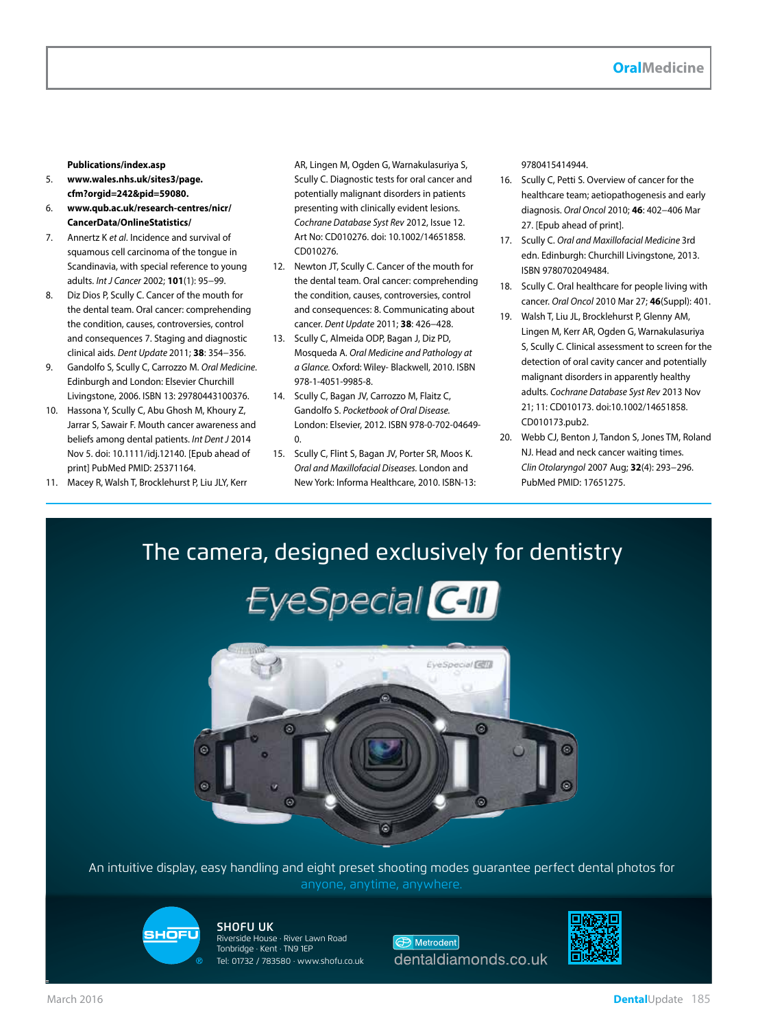**Publications/index.asp**

5. **www.wales.nhs.uk/sites3/page.cfm?orgid=242&pid=59080.**
6. **www.qub.ac.uk/research-centres/nicr/CancerData/OnlineStatistics/**
7. Annertz K *et al*. Incidence and survival of squamous cell carcinoma of the tongue in Scandinavia, with special reference to young adults. *Int J Cancer* 2002; **101**(1): 95–99.
8. Diz Dios P, Scully C. Cancer of the mouth for the dental team. Oral cancer: comprehending the condition, causes, controversies, control and consequences 7. Staging and diagnostic clinical aids. *Dent Update* 2011; **38**: 354–356.
9. Gandolfo S, Scully C, Carrozzo M. *Oral Medicine*. Edinburgh and London: Elsevier Churchill Livingstone, 2006. ISBN 13: 29780443100376.
10. Hassona Y, Scully C, Abu Ghosh M, Khoury Z, Jarrar S, Sawair F. Mouth cancer awareness and beliefs among dental patients. *Int Dent J* 2014 Nov 5. doi: 10.1111/idj.12140. [Epub ahead of print] PubMed PMID: 25371164.
11. Macey R, Walsh T, Brocklehurst P, Liu JLY, Kerr AR, Lingen M, Ogden G, Warnakulasuriya S, Scully C. Diagnostic tests for oral cancer and potentially malignant disorders in patients presenting with clinically evident lesions. *Cochrane Database Syst Rev* 2012, Issue 12. Art No: CD010276. doi: 10.1002/14651858. CD010276.
12. Newton JT, Scully C. Cancer of the mouth for the dental team. Oral cancer: comprehending the condition, causes, controversies, control and consequences: 8. Communicating about cancer. *Dent Update* 2011; **38**: 426–428.
13. Scully C, Almeida ODP, Bagan J, Diz PD, Mosqueda A. *Oral Medicine and Pathology at a Glance*. Oxford: Wiley- Blackwell, 2010. ISBN 978-1-4051-9985-8.
14. Scully C, Bagan JV, Carrozzo M, Flaitz C, Gandolfo S. *Pocketbook of Oral Disease*. London: Elsevier, 2012. ISBN 978-0-702-04649-0.
15. Scully C, Flint S, Bagan JV, Porter SR, Moos K. *Oral and Maxillofacial Diseases*. London and New York: Informa Healthcare, 2010. ISBN-13: 9780415414944.
16. Scully C, Petti S. Overview of cancer for the healthcare team; aetiopathogenesis and early diagnosis. *Oral Oncol* 2010; **46**: 402–406 Mar 27. [Epub ahead of print].
17. Scully C. *Oral and Maxillofacial Medicine* 3rd edn. Edinburgh: Churchill Livingstone, 2013. ISBN 9780702049484.
18. Scully C. Oral healthcare for people living with cancer. *Oral Oncol* 2010 Mar 27; **46**(Suppl): 401.
19. Walsh T, Liu JL, Brocklehurst P, Glenny AM, Lingen M, Kerr AR, Ogden G, Warnakulasuriya S, Scully C. Clinical assessment to screen for the detection of oral cavity cancer and potentially malignant disorders in apparently healthy adults. *Cochrane Database Syst Rev* 2013 Nov 21; 11: CD010173. doi:10.1002/14651858. CD010173.pub2.
20. Webb CJ, Benton J, Tandon S, Jones TM, Roland NJ. Head and neck cancer waiting times. *Clin Otolaryngol* 2007 Aug; **32**(4): 293–296. PubMed PMID: 17651275.

The camera, designed exclusively for dentistry

EyeSpecial C-II

An intuitive display, easy handling and eight preset shooting modes guarantee perfect dental photos for anyone, anytime, anywhere.

SHOFU UK
Riverside House · River Lawn Road
Tonbridge · Kent · TN9 1EP
Tel: 01732 / 783580 · www.shofu.co.uk

Metrodent
dentaldiamonds.co.uk